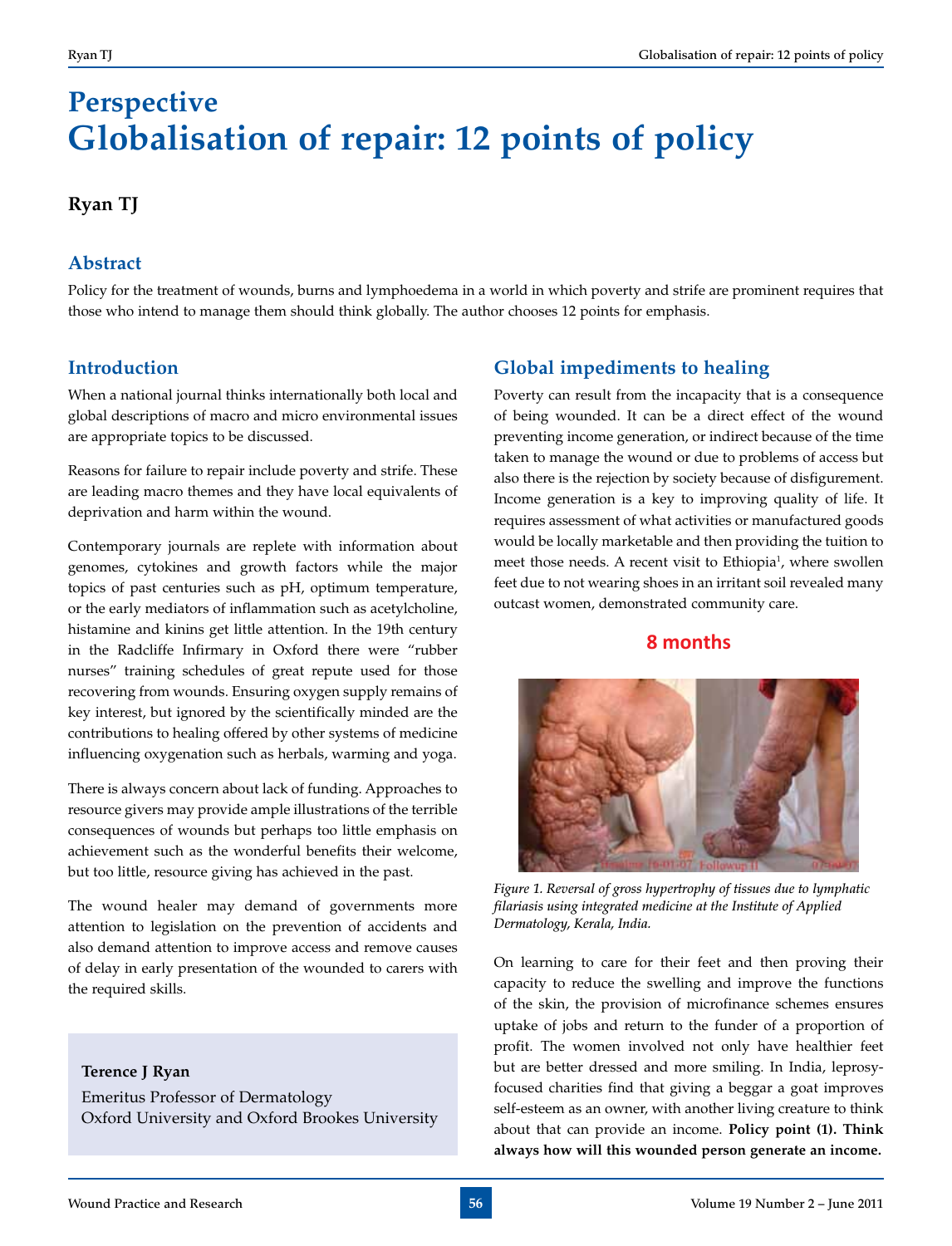# Perspective
# Globalisation of repair: 12 points of policy

**Ryan TJ**

## Abstract

Policy for the treatment of wounds, burns and lymphoedema in a world in which poverty and strife are prominent requires that those who intend to manage them should think globally. The author chooses 12 points for emphasis.

## Introduction

When a national journal thinks internationally both local and global descriptions of macro and micro environmental issues are appropriate topics to be discussed.

Reasons for failure to repair include poverty and strife. These are leading macro themes and they have local equivalents of deprivation and harm within the wound.

Contemporary journals are replete with information about genomes, cytokines and growth factors while the major topics of past centuries such as pH, optimum temperature, or the early mediators of inflammation such as acetylcholine, histamine and kinins get little attention. In the 19th century in the Radcliffe Infirmary in Oxford there were "rubber nurses" training schedules of great repute used for those recovering from wounds. Ensuring oxygen supply remains of key interest, but ignored by the scientifically minded are the contributions to healing offered by other systems of medicine influencing oxygenation such as herbals, warming and yoga.

There is always concern about lack of funding. Approaches to resource givers may provide ample illustrations of the terrible consequences of wounds but perhaps too little emphasis on achievement such as the wonderful benefits their welcome, but too little, resource giving has achieved in the past.

The wound healer may demand of governments more attention to legislation on the prevention of accidents and also demand attention to improve access and remove causes of delay in early presentation of the wounded to carers with the required skills.

**Terence J Ryan**
Emeritus Professor of Dermatology
Oxford University and Oxford Brookes University

## Global impediments to healing

Poverty can result from the incapacity that is a consequence of being wounded. It can be a direct effect of the wound preventing income generation, or indirect because of the time taken to manage the wound or due to problems of access but also there is the rejection by society because of disfigurement. Income generation is a key to improving quality of life. It requires assessment of what activities or manufactured goods would be locally marketable and then providing the tuition to meet those needs. A recent visit to Ethiopia[1], where swollen feet due to not wearing shoes in an irritant soil revealed many outcast women, demonstrated community care.

8 months

*Figure 1. Reversal of gross hypertrophy of tissues due to lymphatic filariasis using integrated medicine at the Institute of Applied Dermatology, Kerala, India.*

On learning to care for their feet and then proving their capacity to reduce the swelling and improve the functions of the skin, the provision of microfinance schemes ensures uptake of jobs and return to the funder of a proportion of profit. The women involved not only have healthier feet but are better dressed and more smiling. In India, leprosy-focused charities find that giving a beggar a goat improves self-esteem as an owner, with another living creature to think about that can provide an income. **Policy point (1). Think always how will this wounded person generate an income.**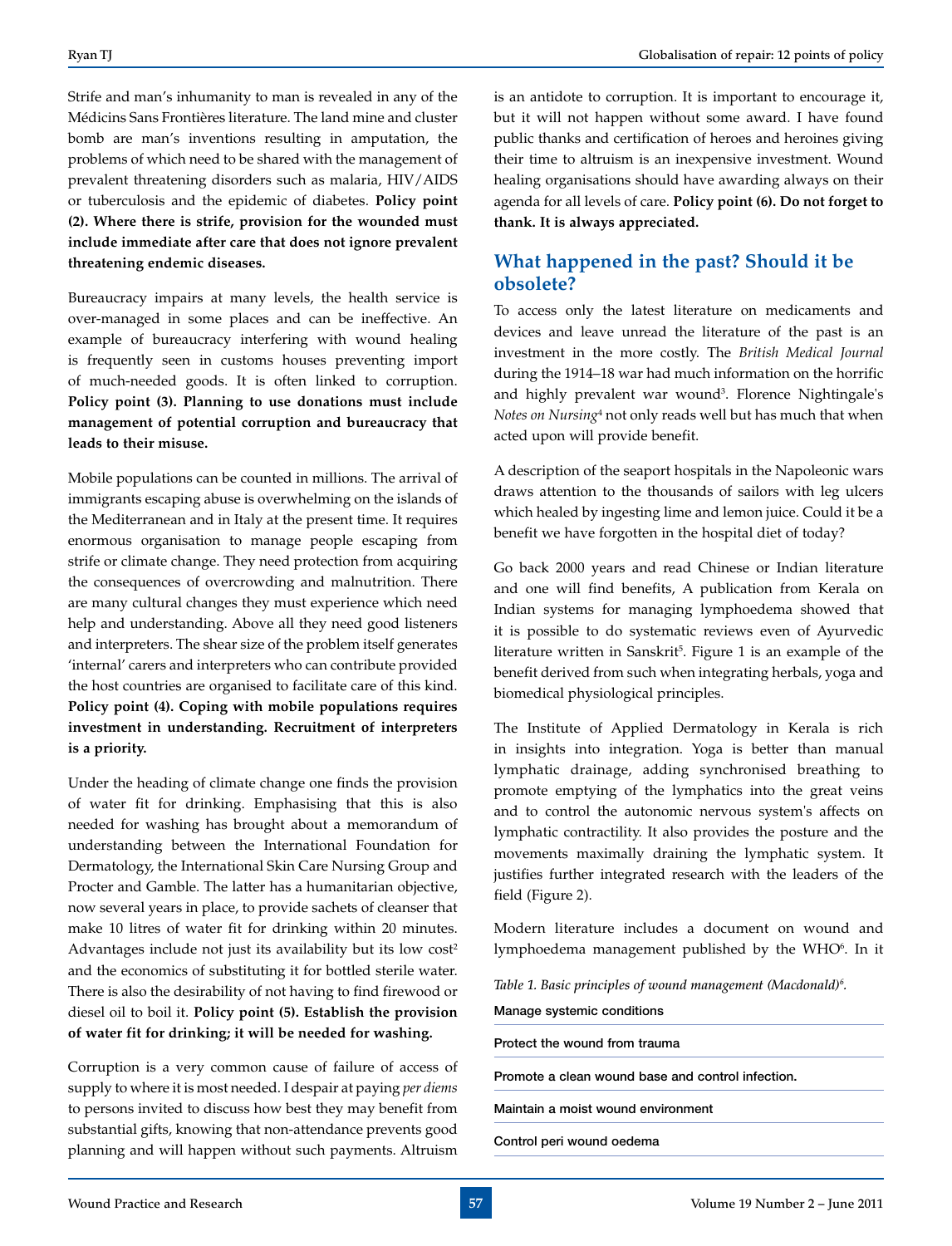Strife and man's inhumanity to man is revealed in any of the Médicins Sans Frontières literature. The land mine and cluster bomb are man's inventions resulting in amputation, the problems of which need to be shared with the management of prevalent threatening disorders such as malaria, HIV/AIDS or tuberculosis and the epidemic of diabetes. **Policy point (2). Where there is strife, provision for the wounded must include immediate after care that does not ignore prevalent threatening endemic diseases.**

Bureaucracy impairs at many levels, the health service is over-managed in some places and can be ineffective. An example of bureaucracy interfering with wound healing is frequently seen in customs houses preventing import of much-needed goods. It is often linked to corruption. **Policy point (3). Planning to use donations must include management of potential corruption and bureaucracy that leads to their misuse.**

Mobile populations can be counted in millions. The arrival of immigrants escaping abuse is overwhelming on the islands of the Mediterranean and in Italy at the present time. It requires enormous organisation to manage people escaping from strife or climate change. They need protection from acquiring the consequences of overcrowding and malnutrition. There are many cultural changes they must experience which need help and understanding. Above all they need good listeners and interpreters. The shear size of the problem itself generates 'internal' carers and interpreters who can contribute provided the host countries are organised to facilitate care of this kind. **Policy point (4). Coping with mobile populations requires investment in understanding. Recruitment of interpreters is a priority.**

Under the heading of climate change one finds the provision of water fit for drinking. Emphasising that this is also needed for washing has brought about a memorandum of understanding between the International Foundation for Dermatology, the International Skin Care Nursing Group and Procter and Gamble. The latter has a humanitarian objective, now several years in place, to provide sachets of cleanser that make 10 litres of water fit for drinking within 20 minutes. Advantages include not just its availability but its low cost[2] and the economics of substituting it for bottled sterile water. There is also the desirability of not having to find firewood or diesel oil to boil it. **Policy point (5). Establish the provision of water fit for drinking; it will be needed for washing.**

Corruption is a very common cause of failure of access of supply to where it is most needed. I despair at paying *per diems* to persons invited to discuss how best they may benefit from substantial gifts, knowing that non-attendance prevents good planning and will happen without such payments. Altruism is an antidote to corruption. It is important to encourage it, but it will not happen without some award. I have found public thanks and certification of heroes and heroines giving their time to altruism is an inexpensive investment. Wound healing organisations should have awarding always on their agenda for all levels of care. **Policy point (6). Do not forget to thank. It is always appreciated.**

## What happened in the past? Should it be obsolete?

To access only the latest literature on medicaments and devices and leave unread the literature of the past is an investment in the more costly. The *British Medical Journal* during the 1914–18 war had much information on the horrific and highly prevalent war wound[3]. Florence Nightingale's *Notes on Nursing*[4] not only reads well but has much that when acted upon will provide benefit.

A description of the seaport hospitals in the Napoleonic wars draws attention to the thousands of sailors with leg ulcers which healed by ingesting lime and lemon juice. Could it be a benefit we have forgotten in the hospital diet of today?

Go back 2000 years and read Chinese or Indian literature and one will find benefits, A publication from Kerala on Indian systems for managing lymphoedema showed that it is possible to do systematic reviews even of Ayurvedic literature written in Sanskrit[5]. Figure 1 is an example of the benefit derived from such when integrating herbals, yoga and biomedical physiological principles.

The Institute of Applied Dermatology in Kerala is rich in insights into integration. Yoga is better than manual lymphatic drainage, adding synchronised breathing to promote emptying of the lymphatics into the great veins and to control the autonomic nervous system's affects on lymphatic contractility. It also provides the posture and the movements maximally draining the lymphatic system. It justifies further integrated research with the leaders of the field (Figure 2).

Modern literature includes a document on wound and lymphoedema management published by the WHO[6]. In it

*Table 1. Basic principles of wound management (Macdonald)[6].*

| Manage systemic conditions |
|---|
| Protect the wound from trauma |
| Promote a clean wound base and control infection. |
| Maintain a moist wound environment |
| Control peri wound oedema |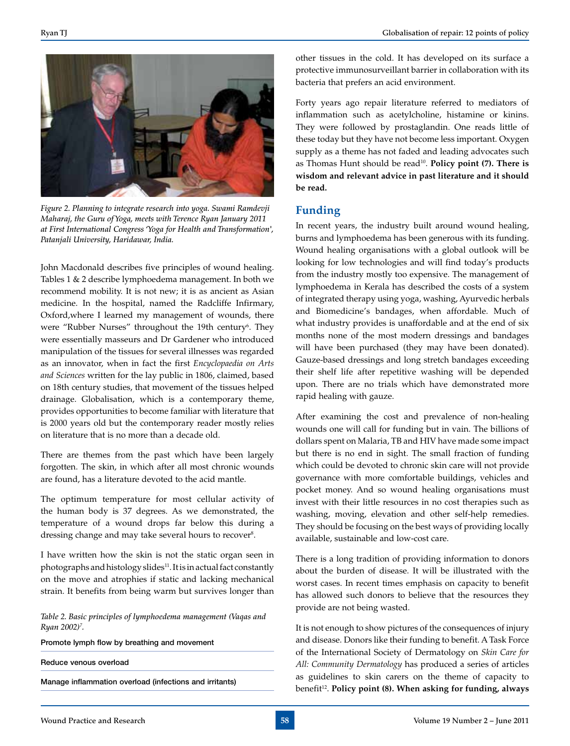*Figure 2. Planning to integrate research into yoga. Swami Ramdevji Maharaj, the Guru of Yoga, meets with Terence Ryan January 2011 at First International Congress 'Yoga for Health and Transformation', Patanjali University, Haridawar, India.*

John Macdonald describes five principles of wound healing. Tables 1 & 2 describe lymphoedema management. In both we recommend mobility. It is not new; it is as ancient as Asian medicine. In the hospital, named the Radcliffe Infirmary, Oxford,where I learned my management of wounds, there were "Rubber Nurses" throughout the 19th century[6]. They were essentially masseurs and Dr Gardener who introduced manipulation of the tissues for several illnesses was regarded as an innovator, when in fact the first *Encyclopaedia on Arts and Sciences* written for the lay public in 1806, claimed, based on 18th century studies, that movement of the tissues helped drainage. Globalisation, which is a contemporary theme, provides opportunities to become familiar with literature that is 2000 years old but the contemporary reader mostly relies on literature that is no more than a decade old.

There are themes from the past which have been largely forgotten. The skin, in which after all most chronic wounds are found, has a literature devoted to the acid mantle.

The optimum temperature for most cellular activity of the human body is 37 degrees. As we demonstrated, the temperature of a wound drops far below this during a dressing change and may take several hours to recover[8].

I have written how the skin is not the static organ seen in photographs and histology slides[11]. It is in actual fact constantly on the move and atrophies if static and lacking mechanical strain. It benefits from being warm but survives longer than other tissues in the cold. It has developed on its surface a protective immunosurveillant barrier in collaboration with its bacteria that prefers an acid environment.

*Table 2. Basic principles of lymphoedema management (Vaqas and Ryan 2002)[7].*

| |
|---|
| Promote lymph flow by breathing and movement |
| Reduce venous overload |
| Manage inflammation overload (infections and irritants) |

Forty years ago repair literature referred to mediators of inflammation such as acetylcholine, histamine or kinins. They were followed by prostaglandin. One reads little of these today but they have not become less important. Oxygen supply as a theme has not faded and leading advocates such as Thomas Hunt should be read[10]. **Policy point (7). There is wisdom and relevant advice in past literature and it should be read.**

## Funding

In recent years, the industry built around wound healing, burns and lymphoedema has been generous with its funding. Wound healing organisations with a global outlook will be looking for low technologies and will find today's products from the industry mostly too expensive. The management of lymphoedema in Kerala has described the costs of a system of integrated therapy using yoga, washing, Ayurvedic herbals and Biomedicine's bandages, when affordable. Much of what industry provides is unaffordable and at the end of six months none of the most modern dressings and bandages will have been purchased (they may have been donated). Gauze-based dressings and long stretch bandages exceeding their shelf life after repetitive washing will be depended upon. There are no trials which have demonstrated more rapid healing with gauze.

After examining the cost and prevalence of non-healing wounds one will call for funding but in vain. The billions of dollars spent on Malaria, TB and HIV have made some impact but there is no end in sight. The small fraction of funding which could be devoted to chronic skin care will not provide governance with more comfortable buildings, vehicles and pocket money. And so wound healing organisations must invest with their little resources in no cost therapies such as washing, moving, elevation and other self-help remedies. They should be focusing on the best ways of providing locally available, sustainable and low-cost care.

There is a long tradition of providing information to donors about the burden of disease. It will be illustrated with the worst cases. In recent times emphasis on capacity to benefit has allowed such donors to believe that the resources they provide are not being wasted.

It is not enough to show pictures of the consequences of injury and disease. Donors like their funding to benefit. A Task Force of the International Society of Dermatology on *Skin Care for All: Community Dermatology* has produced a series of articles as guidelines to skin carers on the theme of capacity to benefit[12]. **Policy point (8). When asking for funding, always**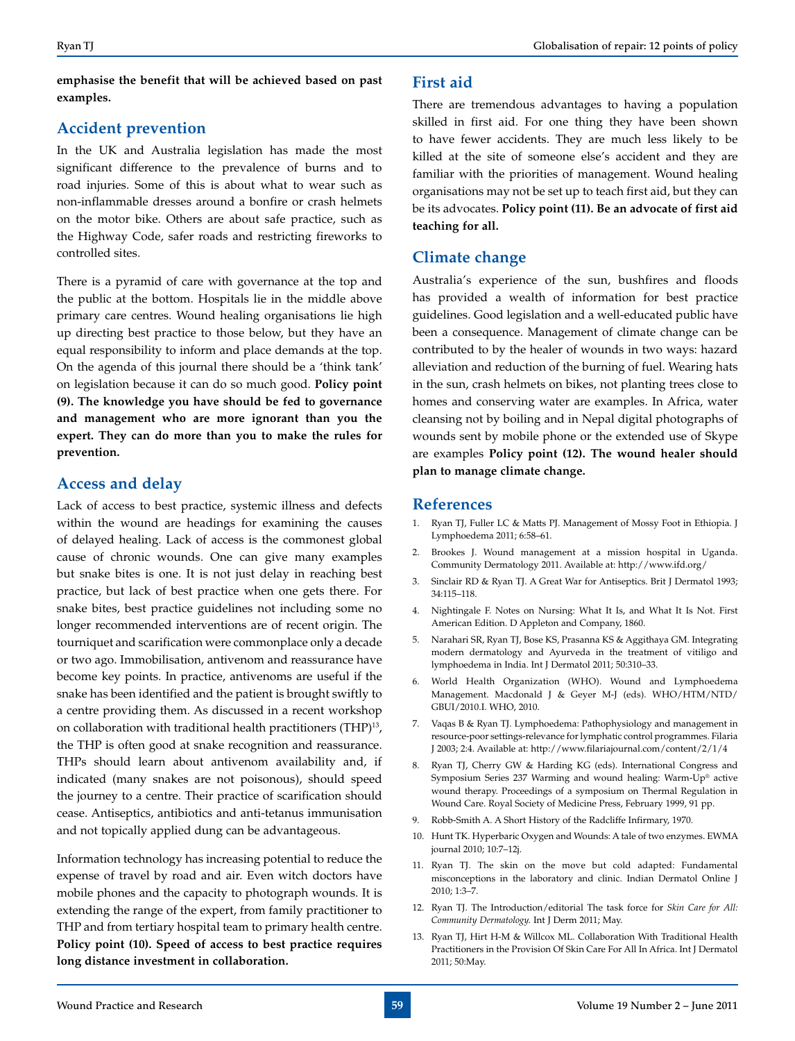**emphasise the benefit that will be achieved based on past examples.**

## Accident prevention

In the UK and Australia legislation has made the most significant difference to the prevalence of burns and to road injuries. Some of this is about what to wear such as non-inflammable dresses around a bonfire or crash helmets on the motor bike. Others are about safe practice, such as the Highway Code, safer roads and restricting fireworks to controlled sites.

There is a pyramid of care with governance at the top and the public at the bottom. Hospitals lie in the middle above primary care centres. Wound healing organisations lie high up directing best practice to those below, but they have an equal responsibility to inform and place demands at the top. On the agenda of this journal there should be a 'think tank' on legislation because it can do so much good. **Policy point (9). The knowledge you have should be fed to governance and management who are more ignorant than you the expert. They can do more than you to make the rules for prevention.**

## Access and delay

Lack of access to best practice, systemic illness and defects within the wound are headings for examining the causes of delayed healing. Lack of access is the commonest global cause of chronic wounds. One can give many examples but snake bites is one. It is not just delay in reaching best practice, but lack of best practice when one gets there. For snake bites, best practice guidelines not including some no longer recommended interventions are of recent origin. The tourniquet and scarification were commonplace only a decade or two ago. Immobilisation, antivenom and reassurance have become key points. In practice, antivenoms are useful if the snake has been identified and the patient is brought swiftly to a centre providing them. As discussed in a recent workshop on collaboration with traditional health practitioners (THP)[13], the THP is often good at snake recognition and reassurance. THPs should learn about antivenom availability and, if indicated (many snakes are not poisonous), should speed the journey to a centre. Their practice of scarification should cease. Antiseptics, antibiotics and anti-tetanus immunisation and not topically applied dung can be advantageous.

Information technology has increasing potential to reduce the expense of travel by road and air. Even witch doctors have mobile phones and the capacity to photograph wounds. It is extending the range of the expert, from family practitioner to THP and from tertiary hospital team to primary health centre. **Policy point (10). Speed of access to best practice requires long distance investment in collaboration.**

## First aid

There are tremendous advantages to having a population skilled in first aid. For one thing they have been shown to have fewer accidents. They are much less likely to be killed at the site of someone else's accident and they are familiar with the priorities of management. Wound healing organisations may not be set up to teach first aid, but they can be its advocates. **Policy point (11). Be an advocate of first aid teaching for all.**

## Climate change

Australia's experience of the sun, bushfires and floods has provided a wealth of information for best practice guidelines. Good legislation and a well-educated public have been a consequence. Management of climate change can be contributed to by the healer of wounds in two ways: hazard alleviation and reduction of the burning of fuel. Wearing hats in the sun, crash helmets on bikes, not planting trees close to homes and conserving water are examples. In Africa, water cleansing not by boiling and in Nepal digital photographs of wounds sent by mobile phone or the extended use of Skype are examples **Policy point (12). The wound healer should plan to manage climate change.**

## References

1. Ryan TJ, Fuller LC & Matts PJ. Management of Mossy Foot in Ethiopia. J Lymphoedema 2011; 6:58–61.
2. Brookes J. Wound management at a mission hospital in Uganda. Community Dermatology 2011. Available at: http://www.ifd.org/
3. Sinclair RD & Ryan TJ. A Great War for Antiseptics. Brit J Dermatol 1993; 34:115–118.
4. Nightingale F. Notes on Nursing: What It Is, and What It Is Not. First American Edition. D Appleton and Company, 1860.
5. Narahari SR, Ryan TJ, Bose KS, Prasanna KS & Aggithaya GM. Integrating modern dermatology and Ayurveda in the treatment of vitiligo and lymphoedema in India. Int J Dermatol 2011; 50:310–33.
6. World Health Organization (WHO). Wound and Lymphoedema Management. Macdonald J & Geyer M-J (eds). WHO/HTM/NTD/GBUI/2010.I. WHO, 2010.
7. Vaqas B & Ryan TJ. Lymphoedema: Pathophysiology and management in resource-poor settings-relevance for lymphatic control programmes. Filaria J 2003; 2:4. Available at: http://www.filariajournal.com/content/2/1/4
8. Ryan TJ, Cherry GW & Harding KG (eds). International Congress and Symposium Series 237 Warming and wound healing: Warm-Up® active wound therapy. Proceedings of a symposium on Thermal Regulation in Wound Care. Royal Society of Medicine Press, February 1999, 91 pp.
9. Robb-Smith A. A Short History of the Radcliffe Infirmary, 1970.
10. Hunt TK. Hyperbaric Oxygen and Wounds: A tale of two enzymes. EWMA journal 2010; 10:7–12j.
11. Ryan TJ. The skin on the move but cold adapted: Fundamental misconceptions in the laboratory and clinic. Indian Dermatol Online J 2010; 1:3–7.
12. Ryan TJ. The Introduction/editorial The task force for *Skin Care for All: Community Dermatology.* Int J Derm 2011; May.
13. Ryan TJ, Hirt H-M & Willcox ML. Collaboration With Traditional Health Practitioners in the Provision Of Skin Care For All In Africa. Int J Dermatol 2011; 50:May.